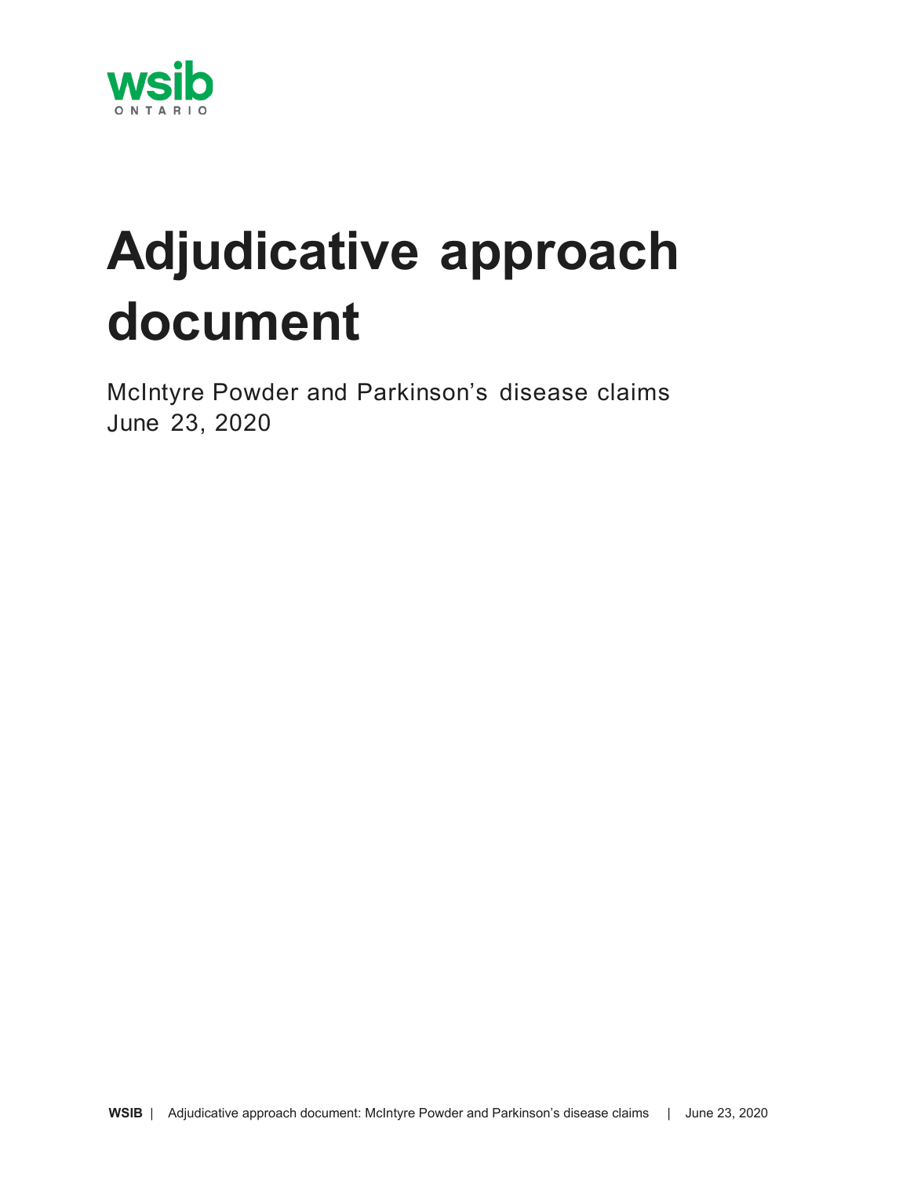# Adjudicative approach document

McIntyre Powder and Parkinson’s disease claims
June 23, 2020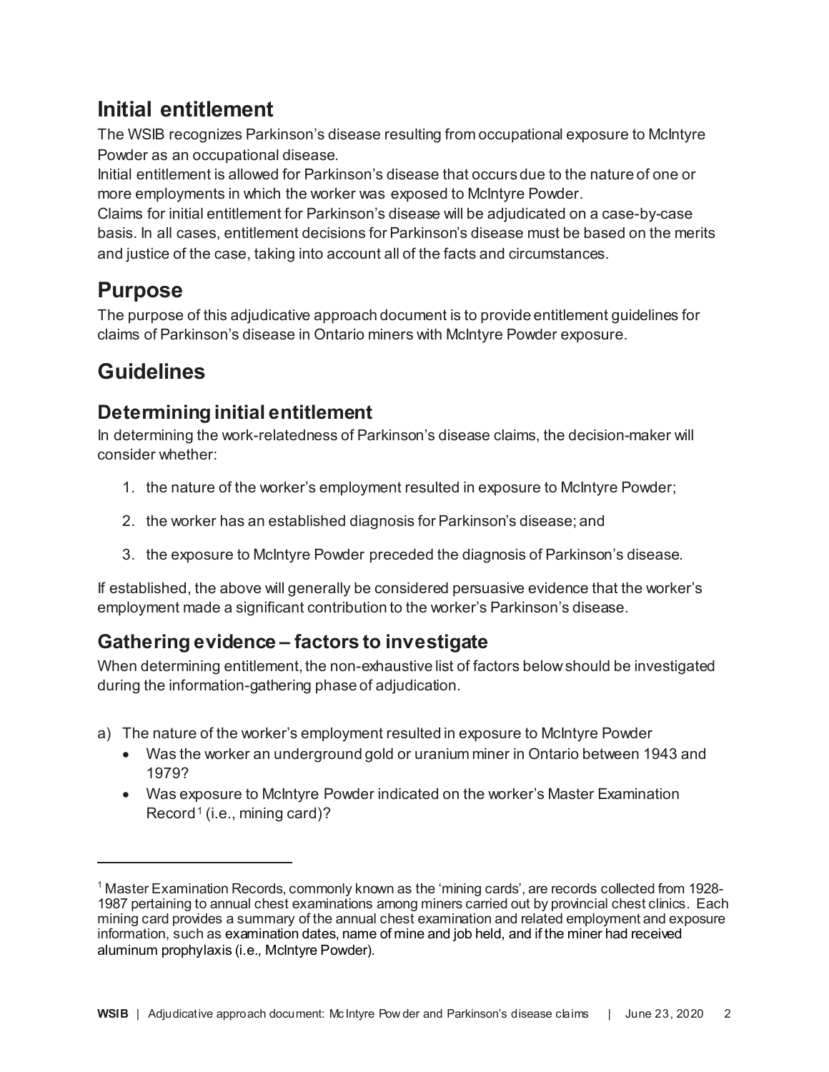## Initial entitlement

The WSIB recognizes Parkinson's disease resulting from occupational exposure to McIntyre Powder as an occupational disease.

Initial entitlement is allowed for Parkinson's disease that occurs due to the nature of one or more employments in which the worker was exposed to McIntyre Powder.

Claims for initial entitlement for Parkinson's disease will be adjudicated on a case-by-case basis. In all cases, entitlement decisions for Parkinson's disease must be based on the merits and justice of the case, taking into account all of the facts and circumstances.

## Purpose

The purpose of this adjudicative approach document is to provide entitlement guidelines for claims of Parkinson's disease in Ontario miners with McIntyre Powder exposure.

## Guidelines

### Determining initial entitlement

In determining the work-relatedness of Parkinson's disease claims, the decision-maker will consider whether:

1. the nature of the worker's employment resulted in exposure to McIntyre Powder;
2. the worker has an established diagnosis for Parkinson's disease; and
3. the exposure to McIntyre Powder preceded the diagnosis of Parkinson's disease.

If established, the above will generally be considered persuasive evidence that the worker's employment made a significant contribution to the worker's Parkinson's disease.

### Gathering evidence – factors to investigate

When determining entitlement, the non-exhaustive list of factors below should be investigated during the information-gathering phase of adjudication.

a) The nature of the worker's employment resulted in exposure to McIntyre Powder
   - Was the worker an underground gold or uranium miner in Ontario between 1943 and 1979?
   - Was exposure to McIntyre Powder indicated on the worker's Master Examination Record[1] (i.e., mining card)?

---

[1] Master Examination Records, commonly known as the 'mining cards', are records collected from 1928-1987 pertaining to annual chest examinations among miners carried out by provincial chest clinics. Each mining card provides a summary of the annual chest examination and related employment and exposure information, such as examination dates, name of mine and job held, and if the miner had received aluminum prophylaxis (i.e., McIntyre Powder).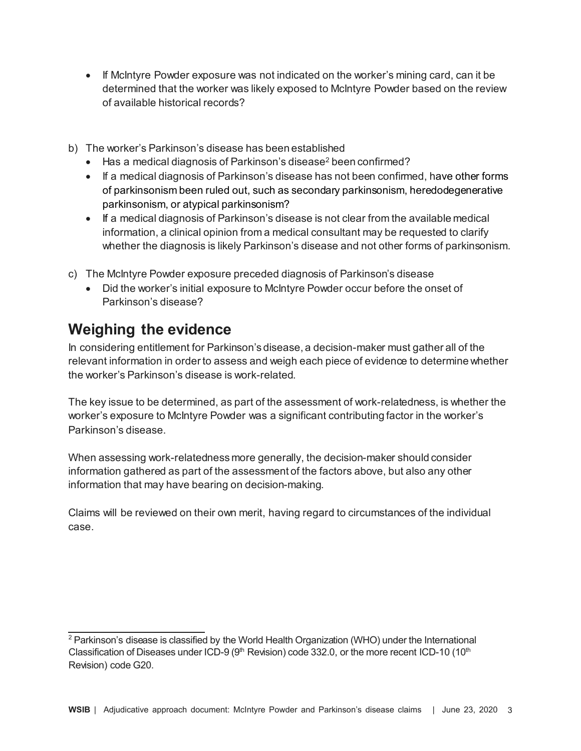- If McIntyre Powder exposure was not indicated on the worker's mining card, can it be determined that the worker was likely exposed to McIntyre Powder based on the review of available historical records?

b) The worker's Parkinson's disease has been established

- Has a medical diagnosis of Parkinson's disease[2] been confirmed?
- If a medical diagnosis of Parkinson's disease has not been confirmed, have other forms of parkinsonism been ruled out, such as secondary parkinsonism, heredodegenerative parkinsonism, or atypical parkinsonism?
- If a medical diagnosis of Parkinson's disease is not clear from the available medical information, a clinical opinion from a medical consultant may be requested to clarify whether the diagnosis is likely Parkinson's disease and not other forms of parkinsonism.

c) The McIntyre Powder exposure preceded diagnosis of Parkinson's disease

- Did the worker's initial exposure to McIntyre Powder occur before the onset of Parkinson's disease?

## Weighing the evidence

In considering entitlement for Parkinson's disease, a decision-maker must gather all of the relevant information in order to assess and weigh each piece of evidence to determine whether the worker's Parkinson's disease is work-related.

The key issue to be determined, as part of the assessment of work-relatedness, is whether the worker's exposure to McIntyre Powder was a significant contributing factor in the worker's Parkinson's disease.

When assessing work-relatedness more generally, the decision-maker should consider information gathered as part of the assessment of the factors above, but also any other information that may have bearing on decision-making.

Claims will be reviewed on their own merit, having regard to circumstances of the individual case.

---

[2] Parkinson's disease is classified by the World Health Organization (WHO) under the International Classification of Diseases under ICD-9 (9th Revision) code 332.0, or the more recent ICD-10 (10th Revision) code G20.